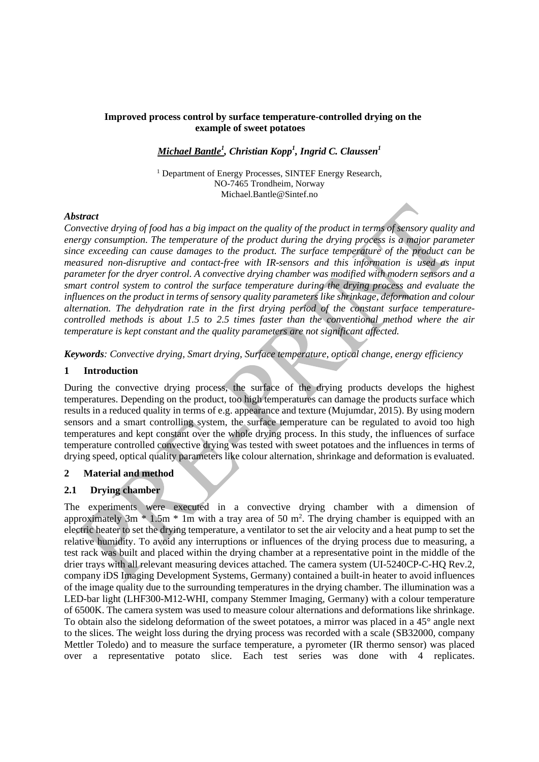**Improved process control by surface temperature-controlled drying on the example of sweet potatoes**

***Michael Bantle[1], Christian Kopp[1], Ingrid C. Claussen[1]***

[1] Department of Energy Processes, SINTEF Energy Research,
NO-7465 Trondheim, Norway
Michael.Bantle@Sintef.no

***Abstract***

*Convective drying of food has a big impact on the quality of the product in terms of sensory quality and energy consumption. The temperature of the product during the drying process is a major parameter since exceeding can cause damages to the product. The surface temperature of the product can be measured non-disruptive and contact-free with IR-sensors and this information is used as input parameter for the dryer control. A convective drying chamber was modified with modern sensors and a smart control system to control the surface temperature during the drying process and evaluate the influences on the product in terms of sensory quality parameters like shrinkage, deformation and colour alternation. The dehydration rate in the first drying period of the constant surface temperature-controlled methods is about 1.5 to 2.5 times faster than the conventional method where the air temperature is kept constant and the quality parameters are not significant affected.*

***Keywords****: Convective drying, Smart drying, Surface temperature, optical change, energy efficiency*

## 1 Introduction

During the convective drying process, the surface of the drying products develops the highest temperatures. Depending on the product, too high temperatures can damage the products surface which results in a reduced quality in terms of e.g. appearance and texture (Mujumdar, 2015). By using modern sensors and a smart controlling system, the surface temperature can be regulated to avoid too high temperatures and kept constant over the whole drying process. In this study, the influences of surface temperature controlled convective drying was tested with sweet potatoes and the influences in terms of drying speed, optical quality parameters like colour alternation, shrinkage and deformation is evaluated.

## 2 Material and method

### 2.1 Drying chamber

The experiments were executed in a convective drying chamber with a dimension of approximately 3m * 1.5m * 1m with a tray area of 50 $m^2$. The drying chamber is equipped with an electric heater to set the drying temperature, a ventilator to set the air velocity and a heat pump to set the relative humidity. To avoid any interruptions or influences of the drying process due to measuring, a test rack was built and placed within the drying chamber at a representative point in the middle of the drier trays with all relevant measuring devices attached. The camera system (UI-5240CP-C-HQ Rev.2, company iDS Imaging Development Systems, Germany) contained a built-in heater to avoid influences of the image quality due to the surrounding temperatures in the drying chamber. The illumination was a LED-bar light (LHF300-M12-WHI, company Stemmer Imaging, Germany) with a colour temperature of 6500K. The camera system was used to measure colour alternations and deformations like shrinkage. To obtain also the sidelong deformation of the sweet potatoes, a mirror was placed in a 45° angle next to the slices. The weight loss during the drying process was recorded with a scale (SB32000, company Mettler Toledo) and to measure the surface temperature, a pyrometer (IR thermo sensor) was placed over a representative potato slice. Each test series was done with 4 replicates.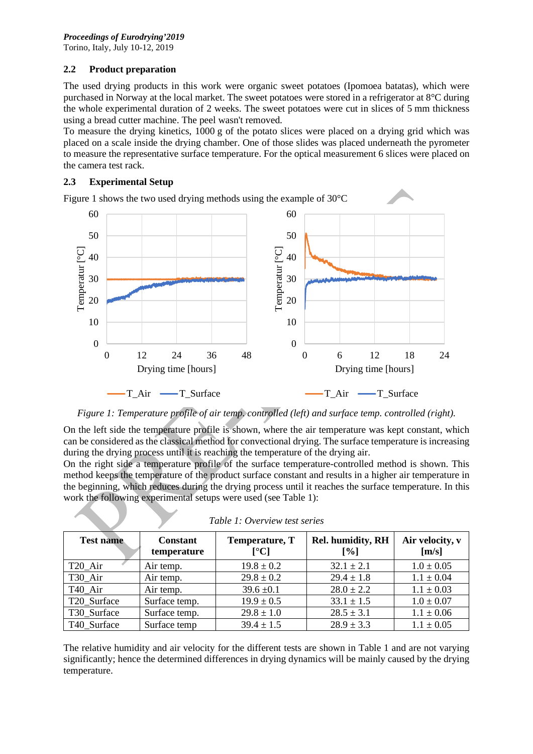## 2.2 Product preparation

The used drying products in this work were organic sweet potatoes (Ipomoea batatas), which were purchased in Norway at the local market. The sweet potatoes were stored in a refrigerator at 8°C during the whole experimental duration of 2 weeks. The sweet potatoes were cut in slices of 5 mm thickness using a bread cutter machine. The peel wasn't removed.

To measure the drying kinetics, 1000 g of the potato slices were placed on a drying grid which was placed on a scale inside the drying chamber. One of those slides was placed underneath the pyrometer to measure the representative surface temperature. For the optical measurement 6 slices were placed on the camera test rack.

## 2.3 Experimental Setup

Figure 1 shows the two used drying methods using the example of 30°C

*Figure 1: Temperature profile of air temp. controlled (left) and surface temp. controlled (right).*

On the left side the temperature profile is shown, where the air temperature was kept constant, which can be considered as the classical method for convectional drying. The surface temperature is increasing during the drying process until it is reaching the temperature of the drying air.

On the right side a temperature profile of the surface temperature-controlled method is shown. This method keeps the temperature of the product surface constant and results in a higher air temperature in the beginning, which reduces during the drying process until it reaches the surface temperature. In this work the following experimental setups were used (see Table 1):

*Table 1: Overview test series*

| Test name | Constant temperature | Temperature, T [°C] | Rel. humidity, RH [%] | Air velocity, v [m/s] |
| --- | --- | --- | --- | --- |
| T20_Air | Air temp. | 19.8 ± 0.2 | 32.1 ± 2.1 | 1.0 ± 0.05 |
| T30_Air | Air temp. | 29.8 ± 0.2 | 29.4 ± 1.8 | 1.1 ± 0.04 |
| T40_Air | Air temp. | 39.6 ±0.1 | 28.0 ± 2.2 | 1.1 ± 0.03 |
| T20_Surface | Surface temp. | 19.9 ± 0.5 | 33.1 ± 1.5 | 1.0 ± 0.07 |
| T30_Surface | Surface temp. | 29.8 ± 1.0 | 28.5 ± 3.1 | 1.1 ± 0.06 |
| T40_Surface | Surface temp | 39.4 ± 1.5 | 28.9 ± 3.3 | 1.1 ± 0.05 |

The relative humidity and air velocity for the different tests are shown in Table 1 and are not varying significantly; hence the determined differences in drying dynamics will be mainly caused by the drying temperature.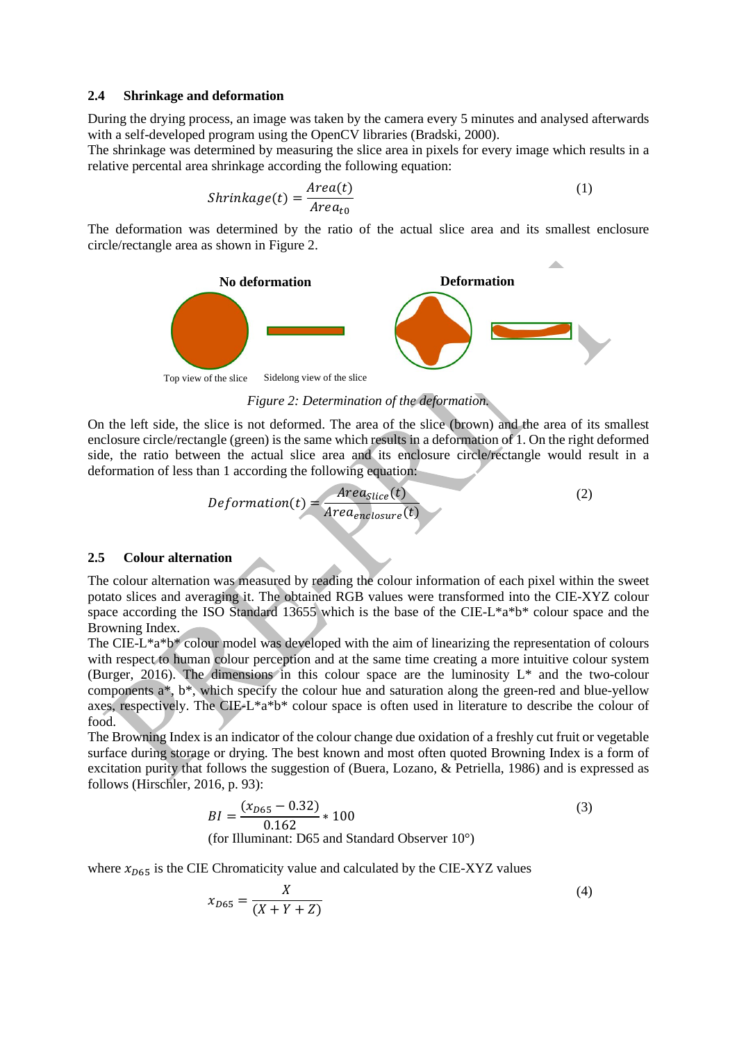### 2.4 Shrinkage and deformation

During the drying process, an image was taken by the camera every 5 minutes and analysed afterwards with a self-developed program using the OpenCV libraries (Bradski, 2000).
The shrinkage was determined by measuring the slice area in pixels for every image which results in a relative percental area shrinkage according the following equation:

$$Shrinkage(t) = \frac{Area(t)}{Area_{t0}} \tag{1}$$

The deformation was determined by the ratio of the actual slice area and its smallest enclosure circle/rectangle area as shown in Figure 2.

No deformation

Deformation

Top view of the slice

Sidelong view of the slice

*Figure 2: Determination of the deformation.*

On the left side, the slice is not deformed. The area of the slice (brown) and the area of its smallest enclosure circle/rectangle (green) is the same which results in a deformation of 1. On the right deformed side, the ratio between the actual slice area and its enclosure circle/rectangle would result in a deformation of less than 1 according the following equation:

$$Deformation(t) = \frac{Area_{slice}(t)}{Area_{enclosure}(t)} \tag{2}$$

### 2.5 Colour alternation

The colour alternation was measured by reading the colour information of each pixel within the sweet potato slices and averaging it. The obtained RGB values were transformed into the CIE-XYZ colour space according the ISO Standard 13655 which is the base of the CIE-L*a*b* colour space and the Browning Index.
The CIE-L*a*b* colour model was developed with the aim of linearizing the representation of colours with respect to human colour perception and at the same time creating a more intuitive colour system (Burger, 2016). The dimensions in this colour space are the luminosity L* and the two-colour components a*, b*, which specify the colour hue and saturation along the green-red and blue-yellow axes, respectively. The CIE-L*a*b* colour space is often used in literature to describe the colour of food.
The Browning Index is an indicator of the colour change due oxidation of a freshly cut fruit or vegetable surface during storage or drying. The best known and most often quoted Browning Index is a form of excitation purity that follows the suggestion of (Buera, Lozano, & Petriella, 1986) and is expressed as follows (Hirschler, 2016, p. 93):

$$BI = \frac{(x_{D65} - 0.32)}{0.162} * 100 \tag{3}$$

(for Illuminant: D65 and Standard Observer 10°)

where $x_{D65}$ is the CIE Chromaticity value and calculated by the CIE-XYZ values

$$x_{D65} = \frac{X}{(X + Y + Z)} \tag{4}$$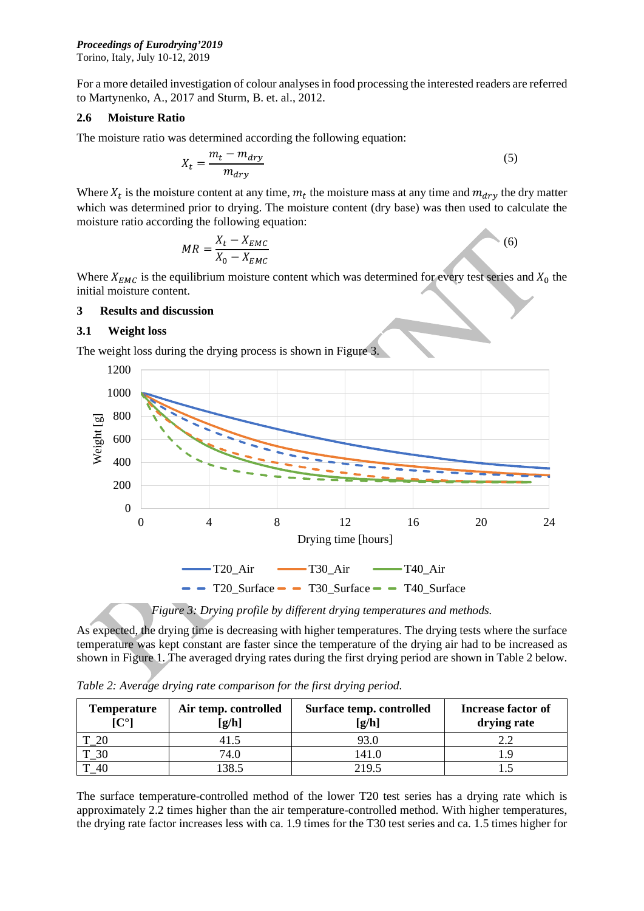For a more detailed investigation of colour analyses in food processing the interested readers are referred to Martynenko, A., 2017 and Sturm, B. et. al., 2012.

### 2.6 Moisture Ratio

The moisture ratio was determined according the following equation:

$$X_t = \frac{m_t - m_{dry}}{m_{dry}} \tag{5}$$

Where $X_t$ is the moisture content at any time, $m_t$ the moisture mass at any time and $m_{dry}$ the dry matter which was determined prior to drying. The moisture content (dry base) was then used to calculate the moisture ratio according the following equation:

$$MR = \frac{X_t - X_{EMC}}{X_0 - X_{EMC}} \tag{6}$$

Where $X_{EMC}$ is the equilibrium moisture content which was determined for every test series and $X_0$ the initial moisture content.

## 3 Results and discussion

### 3.1 Weight loss

The weight loss during the drying process is shown in Figure 3.

*Figure 3: Drying profile by different drying temperatures and methods.*

As expected, the drying time is decreasing with higher temperatures. The drying tests where the surface temperature was kept constant are faster since the temperature of the drying air had to be increased as shown in Figure 1. The averaged drying rates during the first drying period are shown in Table 2 below.

*Table 2: Average drying rate comparison for the first drying period.*

| Temperature [C°] | Air temp. controlled [g/h] | Surface temp. controlled [g/h] | Increase factor of drying rate |
|---|---|---|---|
| T_20 | 41.5 | 93.0 | 2.2 |
| T_30 | 74.0 | 141.0 | 1.9 |
| T_40 | 138.5 | 219.5 | 1.5 |

The surface temperature-controlled method of the lower T20 test series has a drying rate which is approximately 2.2 times higher than the air temperature-controlled method. With higher temperatures, the drying rate factor increases less with ca. 1.9 times for the T30 test series and ca. 1.5 times higher for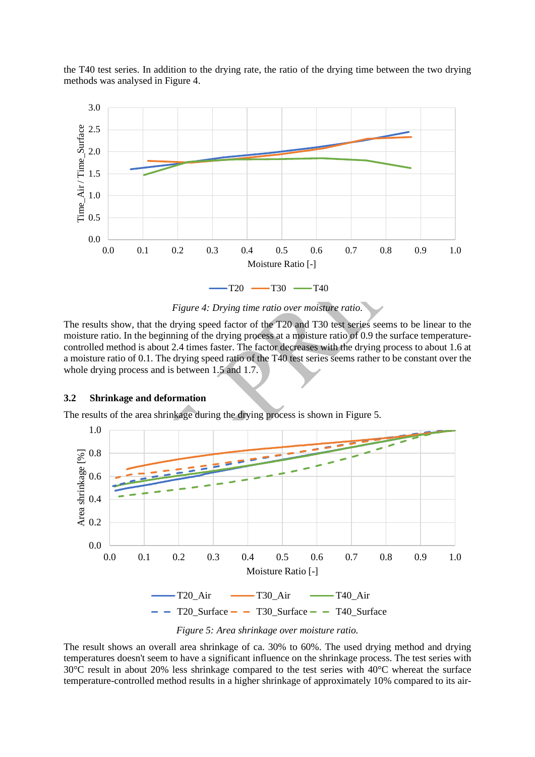the T40 test series. In addition to the drying rate, the ratio of the drying time between the two drying methods was analysed in Figure 4.

*Figure 4: Drying time ratio over moisture ratio.*

The results show, that the drying speed factor of the T20 and T30 test series seems to be linear to the moisture ratio. In the beginning of the drying process at a moisture ratio of 0.9 the surface temperature-controlled method is about 2.4 times faster. The factor decreases with the drying process to about 1.6 at a moisture ratio of 0.1. The drying speed ratio of the T40 test series seems rather to be constant over the whole drying process and is between 1.5 and 1.7.

### 3.2 Shrinkage and deformation

The results of the area shrinkage during the drying process is shown in Figure 5.

*Figure 5: Area shrinkage over moisture ratio.*

The result shows an overall area shrinkage of ca. 30% to 60%. The used drying method and drying temperatures doesn't seem to have a significant influence on the shrinkage process. The test series with 30°C result in about 20% less shrinkage compared to the test series with 40°C whereat the surface temperature-controlled method results in a higher shrinkage of approximately 10% compared to its air-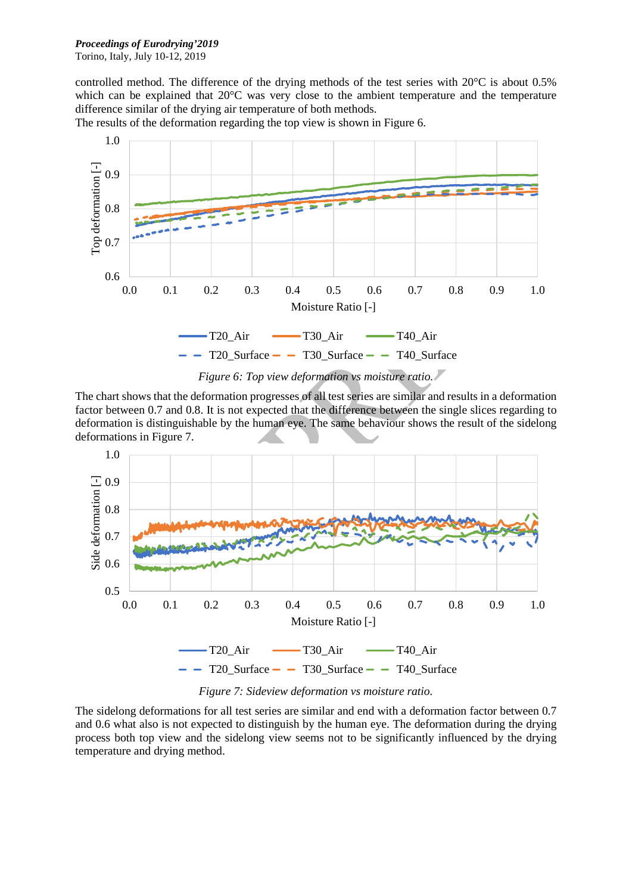controlled method. The difference of the drying methods of the test series with 20°C is about 0.5% which can be explained that 20°C was very close to the ambient temperature and the temperature difference similar of the drying air temperature of both methods.

The results of the deformation regarding the top view is shown in Figure 6.

*Figure 6: Top view deformation vs moisture ratio.*

The chart shows that the deformation progresses of all test series are similar and results in a deformation factor between 0.7 and 0.8. It is not expected that the difference between the single slices regarding to deformation is distinguishable by the human eye. The same behaviour shows the result of the sidelong deformations in Figure 7.

*Figure 7: Sideview deformation vs moisture ratio.*

The sidelong deformations for all test series are similar and end with a deformation factor between 0.7 and 0.6 what also is not expected to distinguish by the human eye. The deformation during the drying process both top view and the sidelong view seems not to be significantly influenced by the drying temperature and drying method.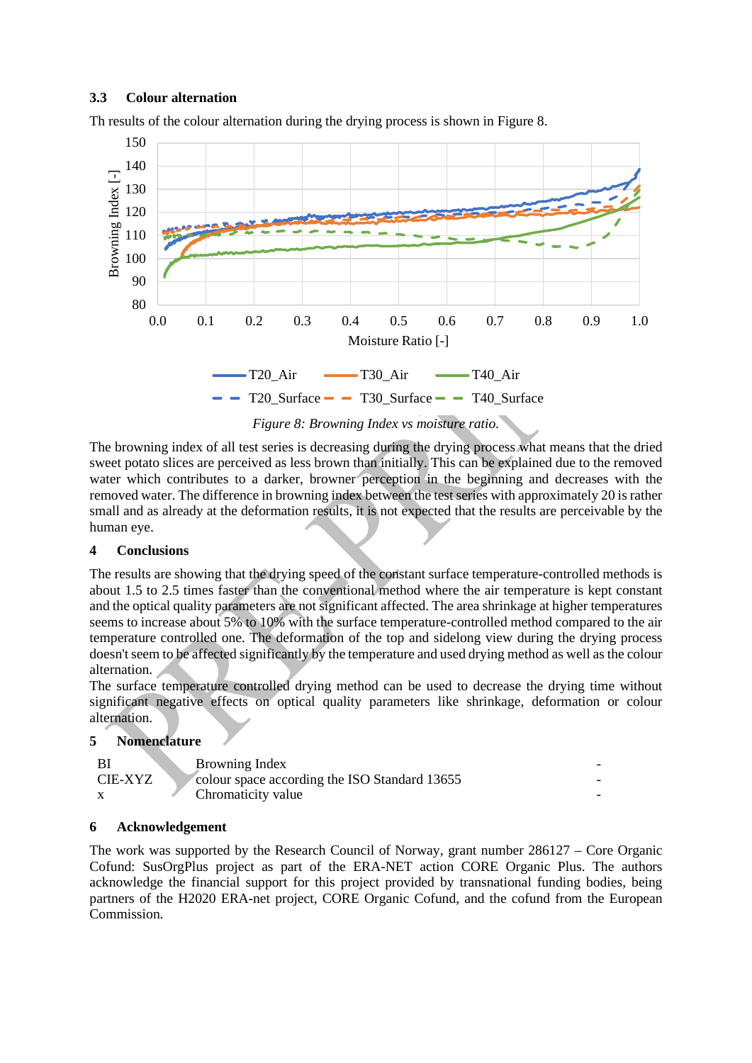### 3.3 Colour alternation

Th results of the colour alternation during the drying process is shown in Figure 8.

*Figure 8: Browning Index vs moisture ratio.*

The browning index of all test series is decreasing during the drying process what means that the dried sweet potato slices are perceived as less brown than initially. This can be explained due to the removed water which contributes to a darker, browner perception in the beginning and decreases with the removed water. The difference in browning index between the test series with approximately 20 is rather small and as already at the deformation results, it is not expected that the results are perceivable by the human eye.

## 4 Conclusions

The results are showing that the drying speed of the constant surface temperature-controlled methods is about 1.5 to 2.5 times faster than the conventional method where the air temperature is kept constant and the optical quality parameters are not significant affected. The area shrinkage at higher temperatures seems to increase about 5% to 10% with the surface temperature-controlled method compared to the air temperature controlled one. The deformation of the top and sidelong view during the drying process doesn't seem to be affected significantly by the temperature and used drying method as well as the colour alternation.

The surface temperature controlled drying method can be used to decrease the drying time without significant negative effects on optical quality parameters like shrinkage, deformation or colour alternation.

## 5 Nomenclature

| | | |
|---|---|---|
| BI | Browning Index | - |
| CIE-XYZ | colour space according the ISO Standard 13655 | - |
| x | Chromaticity value | - |

## 6 Acknowledgement

The work was supported by the Research Council of Norway, grant number 286127 – Core Organic Cofund: SusOrgPlus project as part of the ERA-NET action CORE Organic Plus. The authors acknowledge the financial support for this project provided by transnational funding bodies, being partners of the H2020 ERA-net project, CORE Organic Cofund, and the cofund from the European Commission.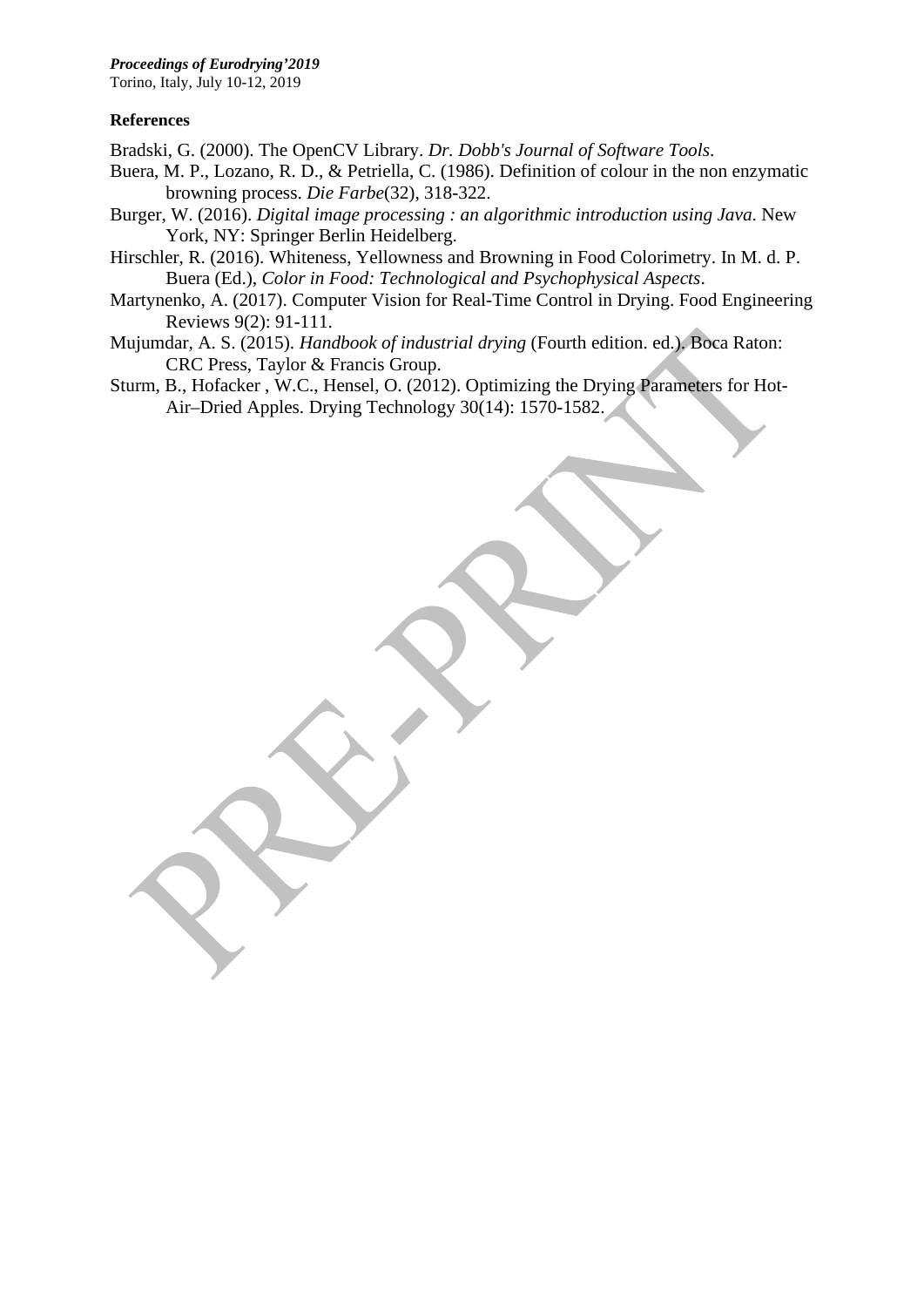**References**

Bradski, G. (2000). The OpenCV Library. *Dr. Dobb's Journal of Software Tools*.

Buera, M. P., Lozano, R. D., & Petriella, C. (1986). Definition of colour in the non enzymatic browning process. *Die Farbe*(32), 318-322.

Burger, W. (2016). *Digital image processing : an algorithmic introduction using Java*. New York, NY: Springer Berlin Heidelberg.

Hirschler, R. (2016). Whiteness, Yellowness and Browning in Food Colorimetry. In M. d. P. Buera (Ed.), *Color in Food: Technological and Psychophysical Aspects*.

Martynenko, A. (2017). Computer Vision for Real-Time Control in Drying. Food Engineering Reviews 9(2): 91-111.

Mujumdar, A. S. (2015). *Handbook of industrial drying* (Fourth edition. ed.). Boca Raton: CRC Press, Taylor & Francis Group.

Sturm, B., Hofacker , W.C., Hensel, O. (2012). Optimizing the Drying Parameters for Hot-Air–Dried Apples. Drying Technology 30(14): 1570-1582.